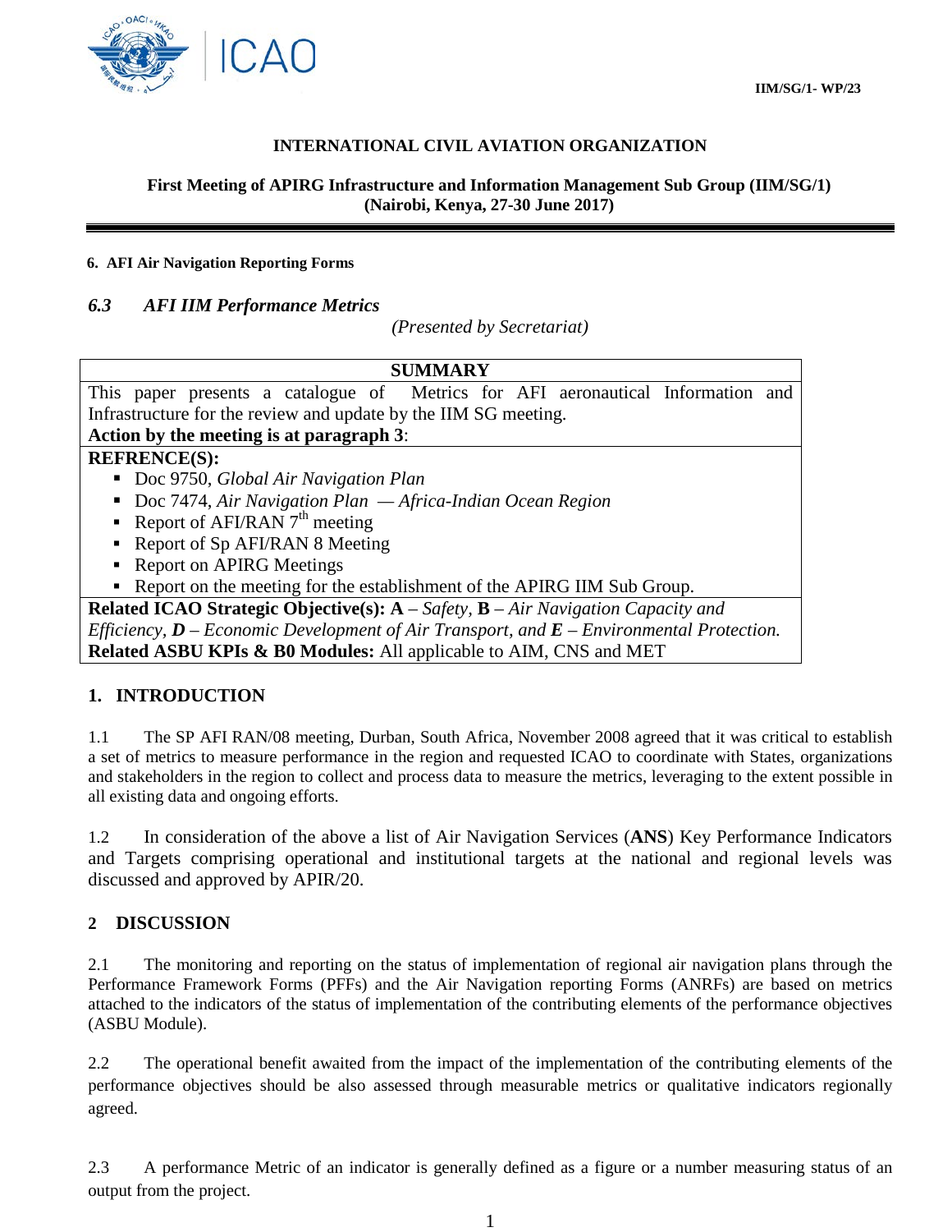IIM/SG/1- WP/23

**INTERNATIONAL CIVIL AVIATION ORGANIZATION**

**First Meeting of APIRG Infrastructure and Information Management Sub Group (IIM/SG/1)**
**(Nairobi, Kenya, 27-30 June 2017)**

**6. AFI Air Navigation Reporting Forms**

### *6.3 AFI IIM Performance Metrics*

*(Presented by Secretariat)*

| **SUMMARY** |
|---|
| This paper presents a catalogue of Metrics for AFI aeronautical Information and Infrastructure for the review and update by the IIM SG meeting.<br>**Action by the meeting is at paragraph 3**: |
| **REFRENCE(S):**<br>▪ Doc 9750, *Global Air Navigation Plan*<br>▪ Doc 7474, *Air Navigation Plan — Africa-Indian Ocean Region*<br>▪ Report of AFI/RAN 7th meeting<br>▪ Report of Sp AFI/RAN 8 Meeting<br>▪ Report on APIRG Meetings<br>▪ Report on the meeting for the establishment of the APIRG IIM Sub Group. |
| **Related ICAO Strategic Objective(s): A** – *Safety,* **B** – *Air Navigation Capacity and Efficiency,* ***D*** *– Economic Development of Air Transport, and* ***E*** *– Environmental Protection.*<br>**Related ASBU KPIs & B0 Modules:** All applicable to AIM, CNS and MET |

## 1. INTRODUCTION

1.1 The SP AFI RAN/08 meeting, Durban, South Africa, November 2008 agreed that it was critical to establish a set of metrics to measure performance in the region and requested ICAO to coordinate with States, organizations and stakeholders in the region to collect and process data to measure the metrics, leveraging to the extent possible in all existing data and ongoing efforts.

1.2 In consideration of the above a list of Air Navigation Services (**ANS**) Key Performance Indicators and Targets comprising operational and institutional targets at the national and regional levels was discussed and approved by APIR/20.

## 2 DISCUSSION

2.1 The monitoring and reporting on the status of implementation of regional air navigation plans through the Performance Framework Forms (PFFs) and the Air Navigation reporting Forms (ANRFs) are based on metrics attached to the indicators of the status of implementation of the contributing elements of the performance objectives (ASBU Module).

2.2 The operational benefit awaited from the impact of the implementation of the contributing elements of the performance objectives should be also assessed through measurable metrics or qualitative indicators regionally agreed.

2.3 A performance Metric of an indicator is generally defined as a figure or a number measuring status of an output from the project.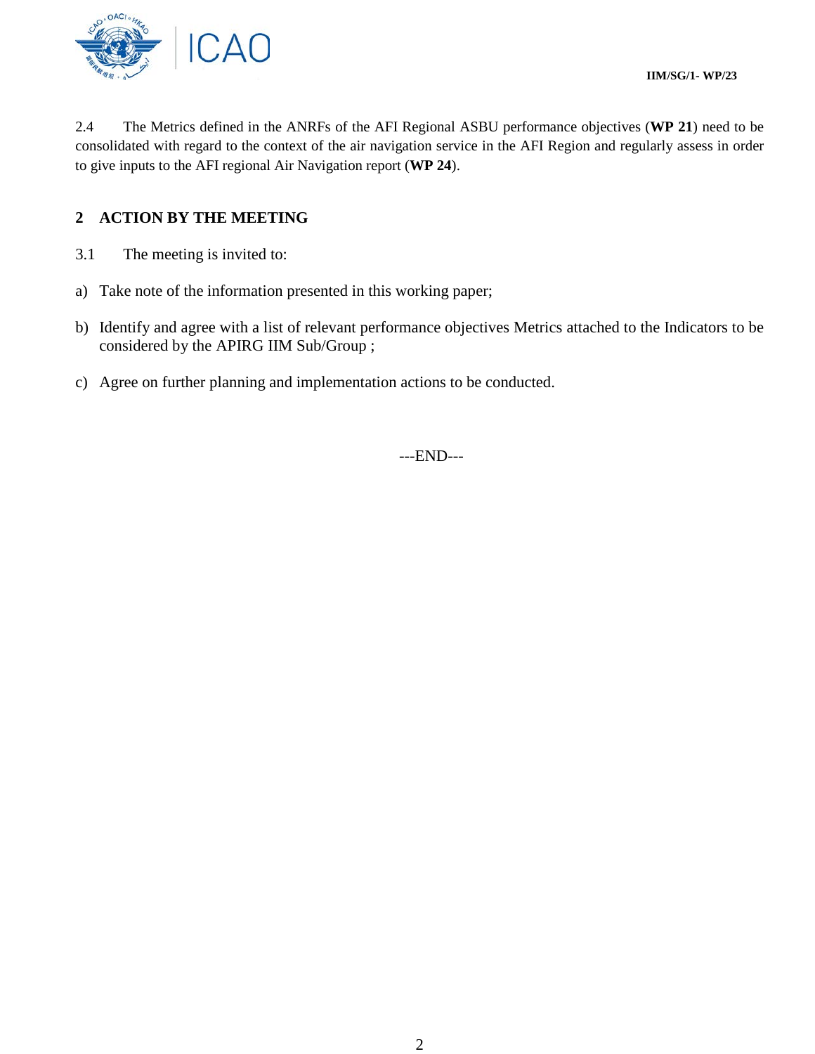2.4 The Metrics defined in the ANRFs of the AFI Regional ASBU performance objectives (**WP 21**) need to be consolidated with regard to the context of the air navigation service in the AFI Region and regularly assess in order to give inputs to the AFI regional Air Navigation report (**WP 24**).

## 2 ACTION BY THE MEETING

3.1 The meeting is invited to:

a) Take note of the information presented in this working paper;

b) Identify and agree with a list of relevant performance objectives Metrics attached to the Indicators to be considered by the APIRG IIM Sub/Group ;

c) Agree on further planning and implementation actions to be conducted.

---END---